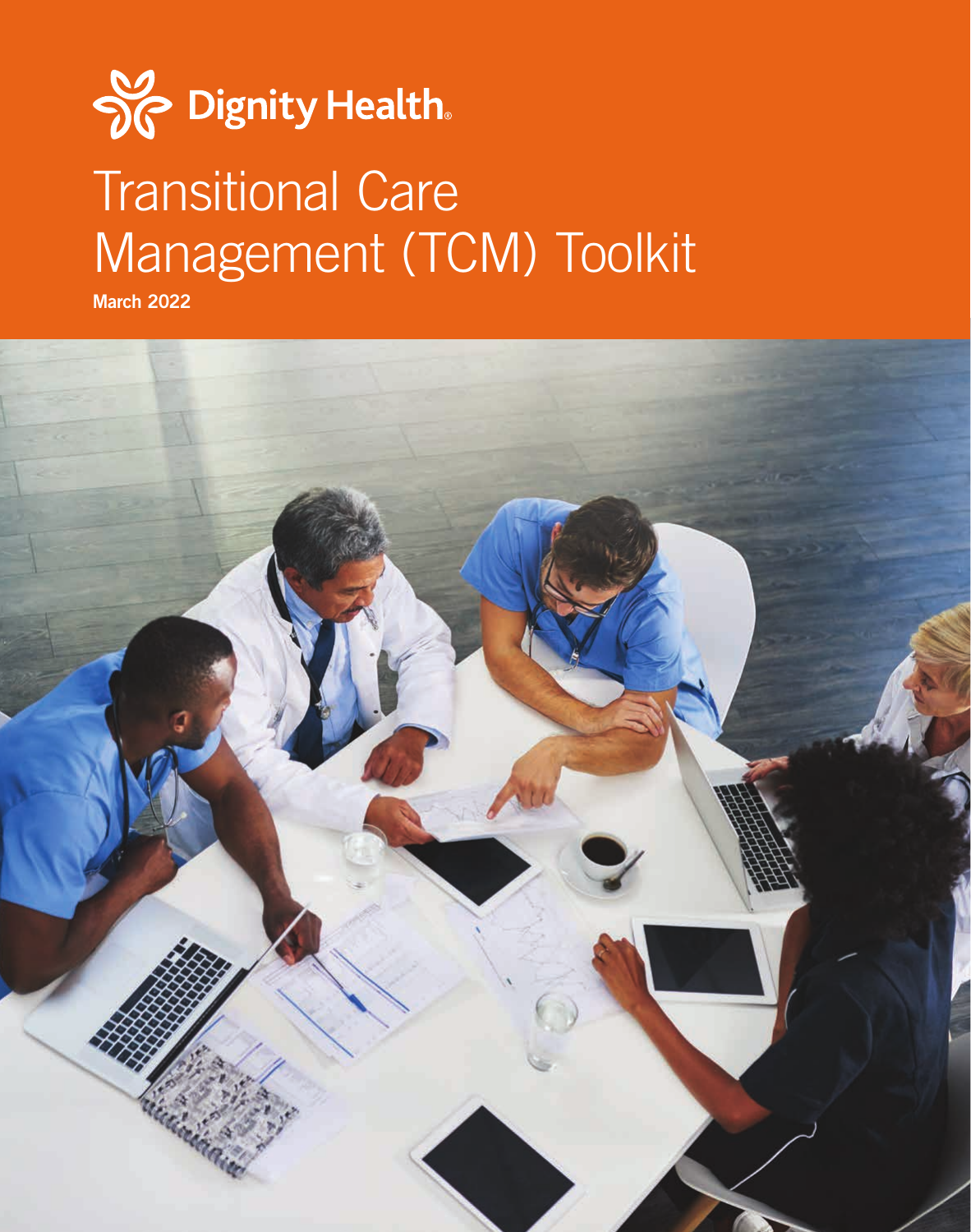Dignity Health

# Transitional Care Management (TCM) Toolkit

**March 2022**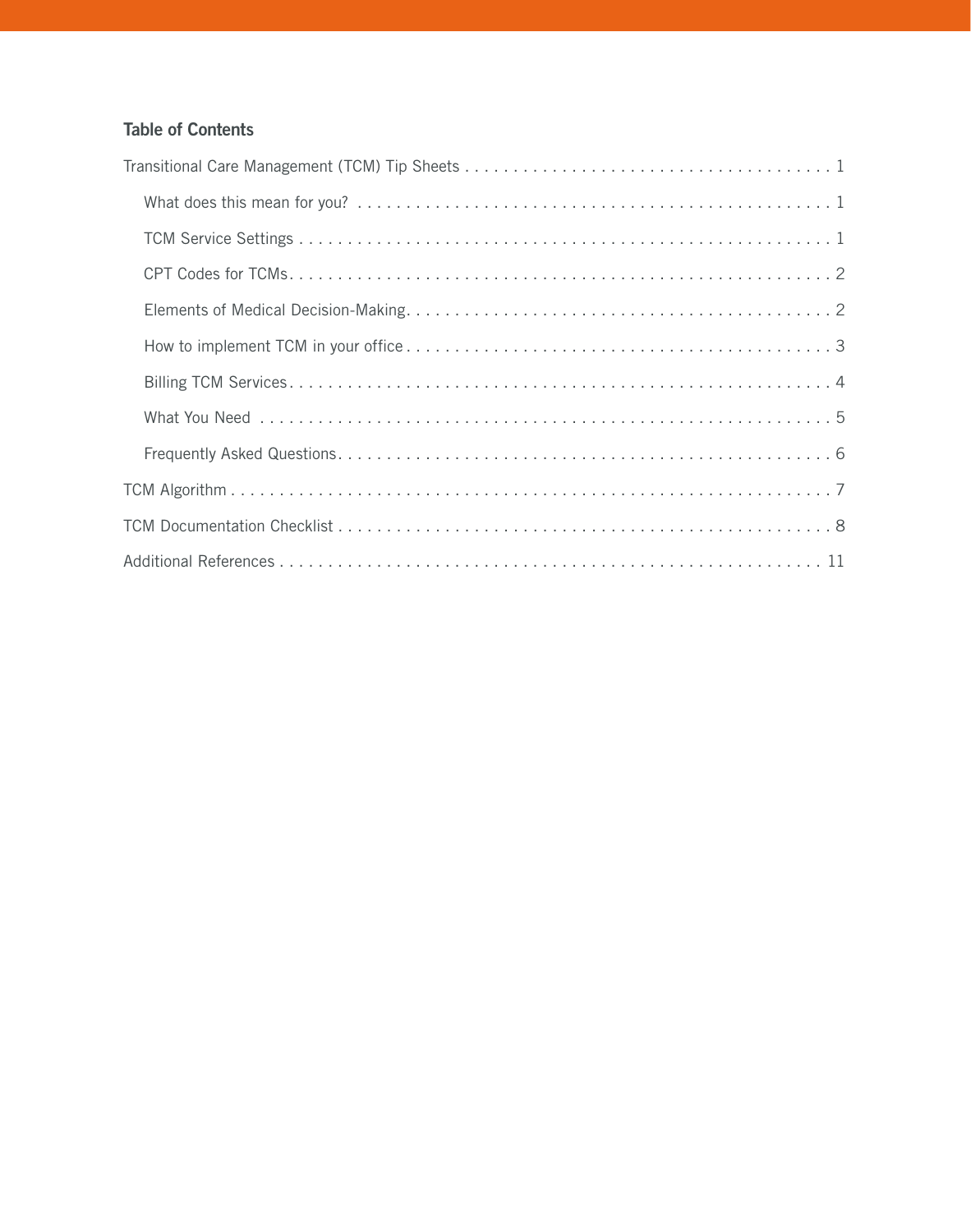## Table of Contents

- Transitional Care Management (TCM) Tip Sheets . . . . . 1
  - What does this mean for you? . . . . . 1
  - TCM Service Settings . . . . . 1
  - CPT Codes for TCMs . . . . . 2
  - Elements of Medical Decision-Making . . . . . 2
  - How to implement TCM in your office . . . . . 3
  - Billing TCM Services . . . . . 4
  - What You Need . . . . . 5
  - Frequently Asked Questions . . . . . 6
- TCM Algorithm . . . . . 7
- TCM Documentation Checklist . . . . . 8
- Additional References . . . . . 11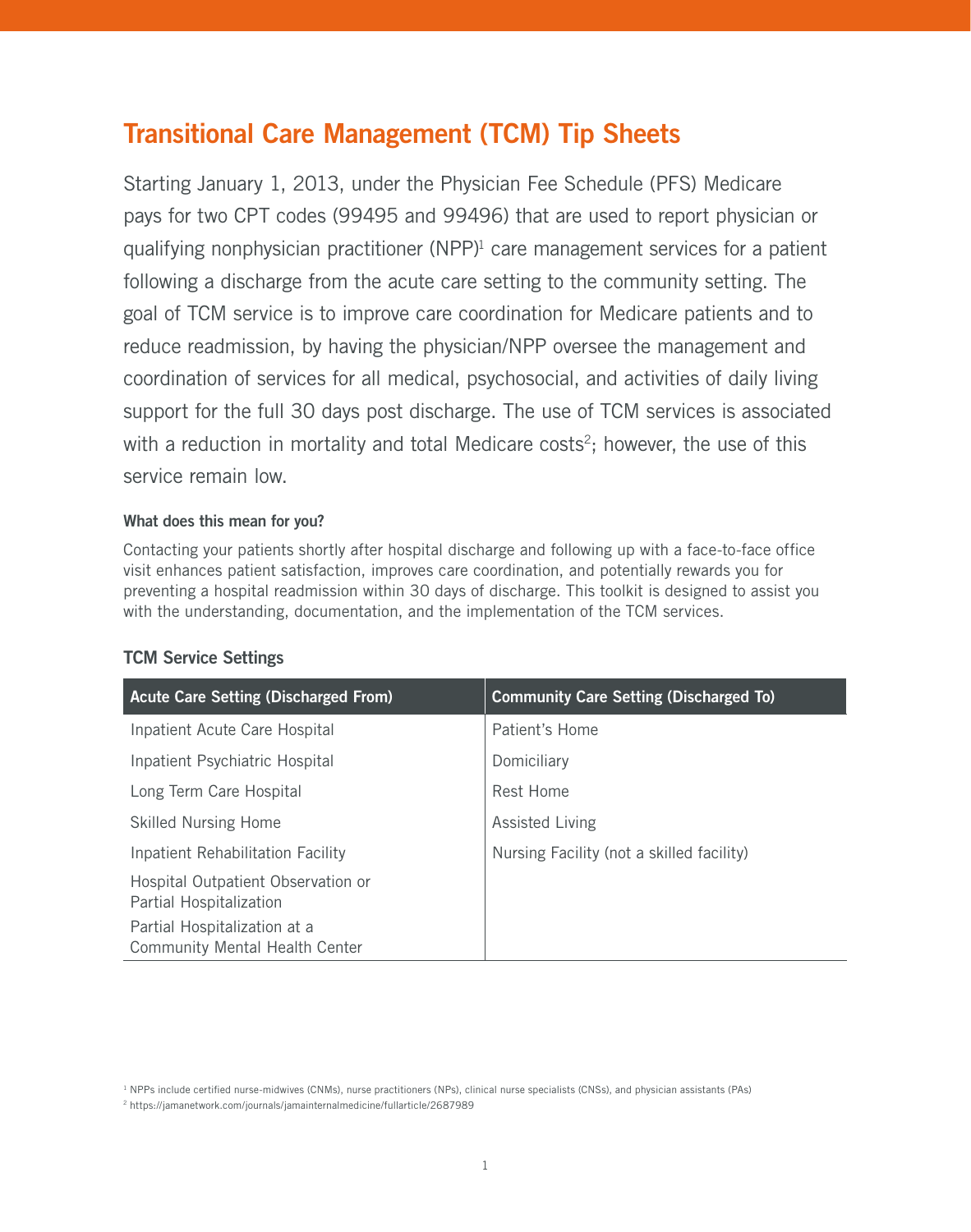# Transitional Care Management (TCM) Tip Sheets

Starting January 1, 2013, under the Physician Fee Schedule (PFS) Medicare pays for two CPT codes (99495 and 99496) that are used to report physician or qualifying nonphysician practitioner (NPP)[1] care management services for a patient following a discharge from the acute care setting to the community setting. The goal of TCM service is to improve care coordination for Medicare patients and to reduce readmission, by having the physician/NPP oversee the management and coordination of services for all medical, psychosocial, and activities of daily living support for the full 30 days post discharge. The use of TCM services is associated with a reduction in mortality and total Medicare costs[2]; however, the use of this service remain low.

#### What does this mean for you?

Contacting your patients shortly after hospital discharge and following up with a face-to-face office visit enhances patient satisfaction, improves care coordination, and potentially rewards you for preventing a hospital readmission within 30 days of discharge. This toolkit is designed to assist you with the understanding, documentation, and the implementation of the TCM services.

### TCM Service Settings

| Acute Care Setting (Discharged From) | Community Care Setting (Discharged To) |
|---|---|
| Inpatient Acute Care Hospital | Patient's Home |
| Inpatient Psychiatric Hospital | Domiciliary |
| Long Term Care Hospital | Rest Home |
| Skilled Nursing Home | Assisted Living |
| Inpatient Rehabilitation Facility | Nursing Facility (not a skilled facility) |
| Hospital Outpatient Observation or Partial Hospitalization | |
| Partial Hospitalization at a Community Mental Health Center | |

[1] NPPs include certified nurse-midwives (CNMs), nurse practitioners (NPs), clinical nurse specialists (CNSs), and physician assistants (PAs)

[2] https://jamanetwork.com/journals/jamainternalmedicine/fullarticle/2687989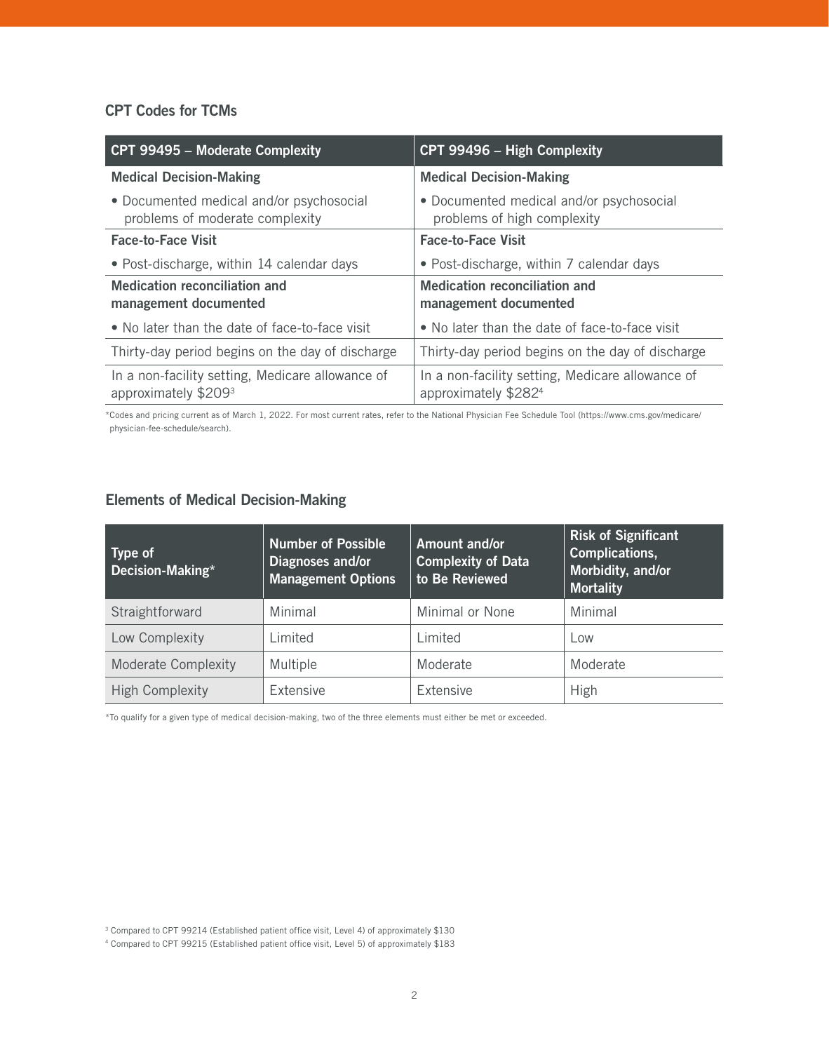### CPT Codes for TCMs

| CPT 99495 – Moderate Complexity | CPT 99496 – High Complexity |
|---|---|
| **Medical Decision-Making** | **Medical Decision-Making** |
| • Documented medical and/or psychosocial problems of moderate complexity | • Documented medical and/or psychosocial problems of high complexity |
| **Face-to-Face Visit** | **Face-to-Face Visit** |
| • Post-discharge, within 14 calendar days | • Post-discharge, within 7 calendar days |
| **Medication reconciliation and management documented** | **Medication reconciliation and management documented** |
| • No later than the date of face-to-face visit | • No later than the date of face-to-face visit |
| Thirty-day period begins on the day of discharge | Thirty-day period begins on the day of discharge |
| In a non-facility setting, Medicare allowance of approximately $209[3] | In a non-facility setting, Medicare allowance of approximately $282[4] |

*Codes and pricing current as of March 1, 2022. For most current rates, refer to the National Physician Fee Schedule Tool (https://www.cms.gov/medicare/physician-fee-schedule/search).

### Elements of Medical Decision-Making

| Type of Decision-Making* | Number of Possible Diagnoses and/or Management Options | Amount and/or Complexity of Data to Be Reviewed | Risk of Significant Complications, Morbidity, and/or Mortality |
|---|---|---|---|
| Straightforward | Minimal | Minimal or None | Minimal |
| Low Complexity | Limited | Limited | Low |
| Moderate Complexity | Multiple | Moderate | Moderate |
| High Complexity | Extensive | Extensive | High |

*To qualify for a given type of medical decision-making, two of the three elements must either be met or exceeded.

[3] Compared to CPT 99214 (Established patient office visit, Level 4) of approximately $130

[4] Compared to CPT 99215 (Established patient office visit, Level 5) of approximately $183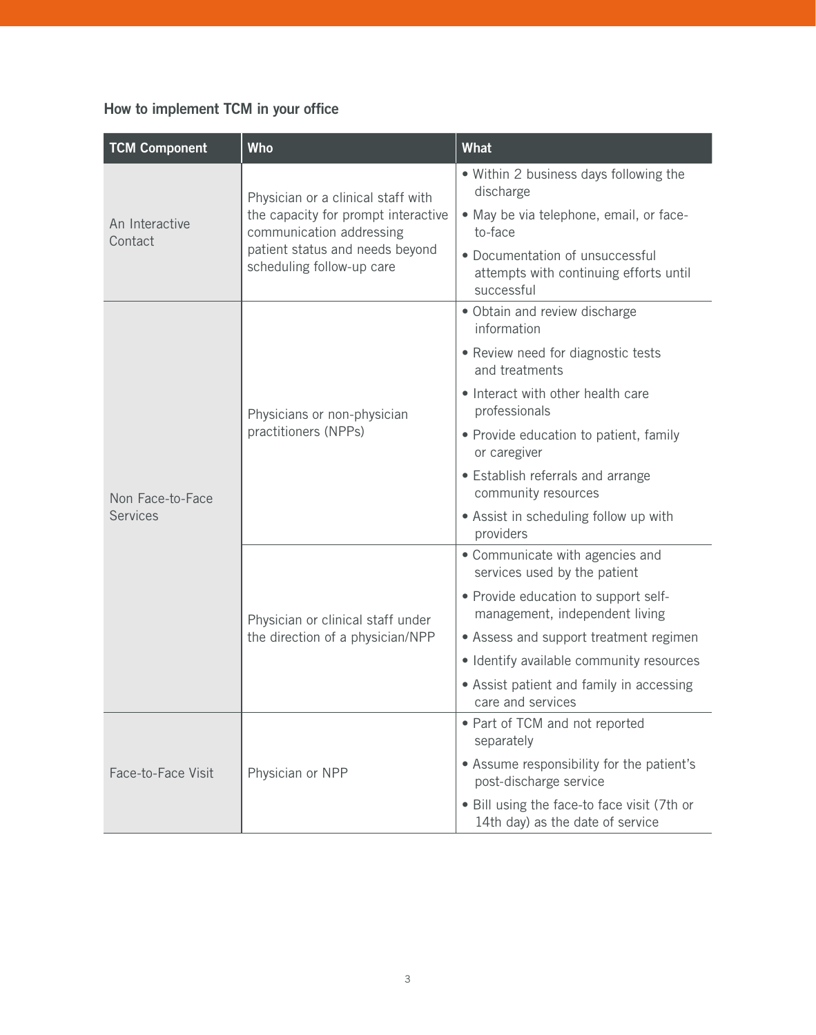### How to implement TCM in your office

| TCM Component | Who | What |
|---|---|---|
| An Interactive Contact | Physician or a clinical staff with the capacity for prompt interactive communication addressing patient status and needs beyond scheduling follow-up care | • Within 2 business days following the discharge<br>• May be via telephone, email, or face-to-face<br>• Documentation of unsuccessful attempts with continuing efforts until successful |
| Non Face-to-Face Services | Physicians or non-physician practitioners (NPPs) | • Obtain and review discharge information<br>• Review need for diagnostic tests and treatments<br>• Interact with other health care professionals<br>• Provide education to patient, family or caregiver<br>• Establish referrals and arrange community resources<br>• Assist in scheduling follow up with providers |
| | Physician or clinical staff under the direction of a physician/NPP | • Communicate with agencies and services used by the patient<br>• Provide education to support self-management, independent living<br>• Assess and support treatment regimen<br>• Identify available community resources<br>• Assist patient and family in accessing care and services |
| Face-to-Face Visit | Physician or NPP | • Part of TCM and not reported separately<br>• Assume responsibility for the patient's post-discharge service<br>• Bill using the face-to face visit (7th or 14th day) as the date of service |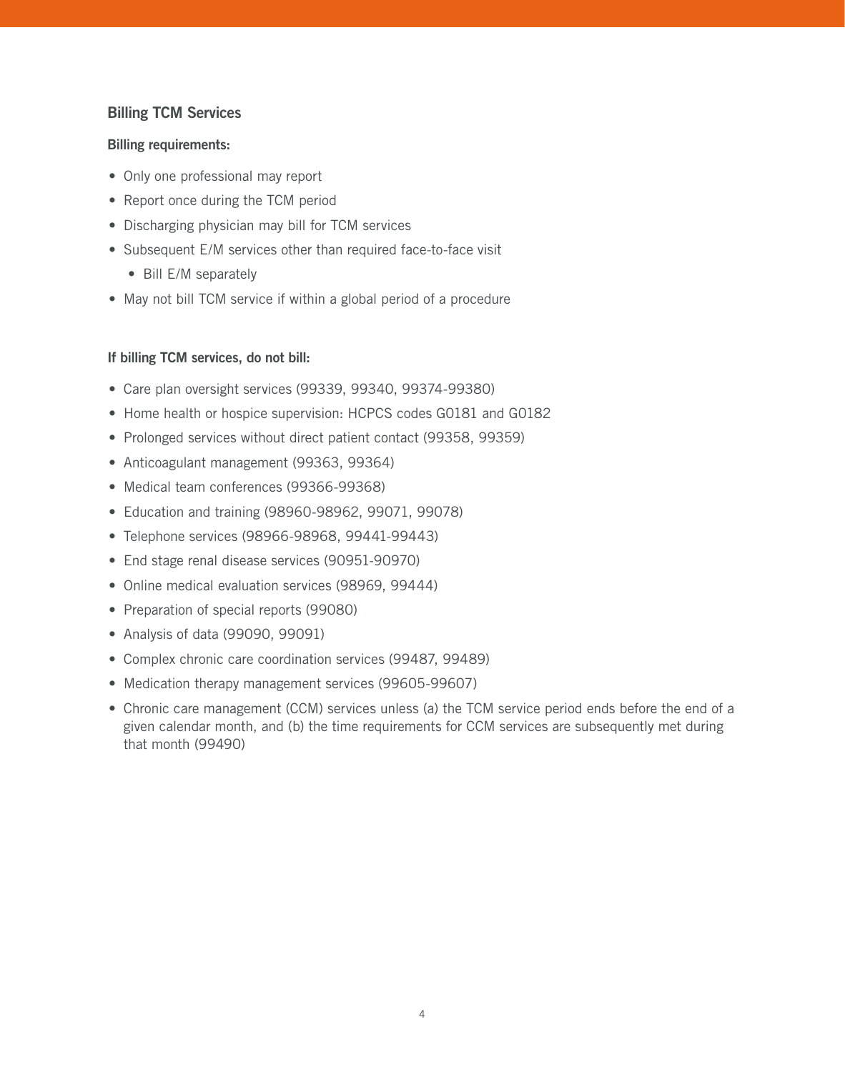## Billing TCM Services

**Billing requirements:**

- Only one professional may report
- Report once during the TCM period
- Discharging physician may bill for TCM services
- Subsequent E/M services other than required face-to-face visit
  - Bill E/M separately
- May not bill TCM service if within a global period of a procedure

**If billing TCM services, do not bill:**

- Care plan oversight services (99339, 99340, 99374-99380)
- Home health or hospice supervision: HCPCS codes G0181 and G0182
- Prolonged services without direct patient contact (99358, 99359)
- Anticoagulant management (99363, 99364)
- Medical team conferences (99366-99368)
- Education and training (98960-98962, 99071, 99078)
- Telephone services (98966-98968, 99441-99443)
- End stage renal disease services (90951-90970)
- Online medical evaluation services (98969, 99444)
- Preparation of special reports (99080)
- Analysis of data (99090, 99091)
- Complex chronic care coordination services (99487, 99489)
- Medication therapy management services (99605-99607)
- Chronic care management (CCM) services unless (a) the TCM service period ends before the end of a given calendar month, and (b) the time requirements for CCM services are subsequently met during that month (99490)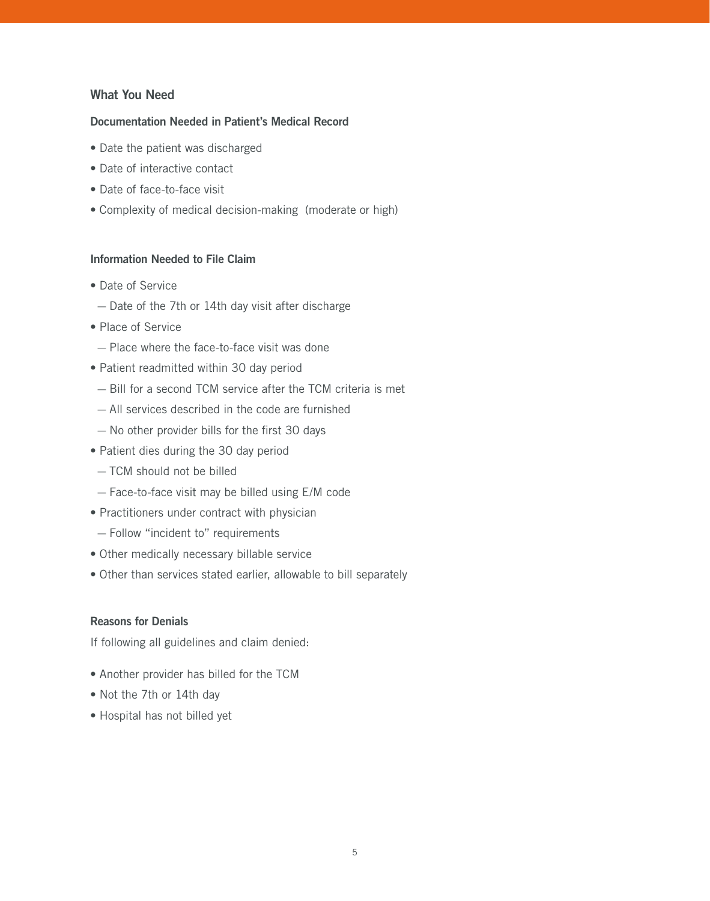## What You Need

### Documentation Needed in Patient's Medical Record

- Date the patient was discharged
- Date of interactive contact
- Date of face-to-face visit
- Complexity of medical decision-making (moderate or high)

### Information Needed to File Claim

- Date of Service
  - Date of the 7th or 14th day visit after discharge
- Place of Service
  - Place where the face-to-face visit was done
- Patient readmitted within 30 day period
  - Bill for a second TCM service after the TCM criteria is met
  - All services described in the code are furnished
  - No other provider bills for the first 30 days
- Patient dies during the 30 day period
  - TCM should not be billed
  - Face-to-face visit may be billed using E/M code
- Practitioners under contract with physician
  - Follow "incident to" requirements
- Other medically necessary billable service
- Other than services stated earlier, allowable to bill separately

### Reasons for Denials

If following all guidelines and claim denied:

- Another provider has billed for the TCM
- Not the 7th or 14th day
- Hospital has not billed yet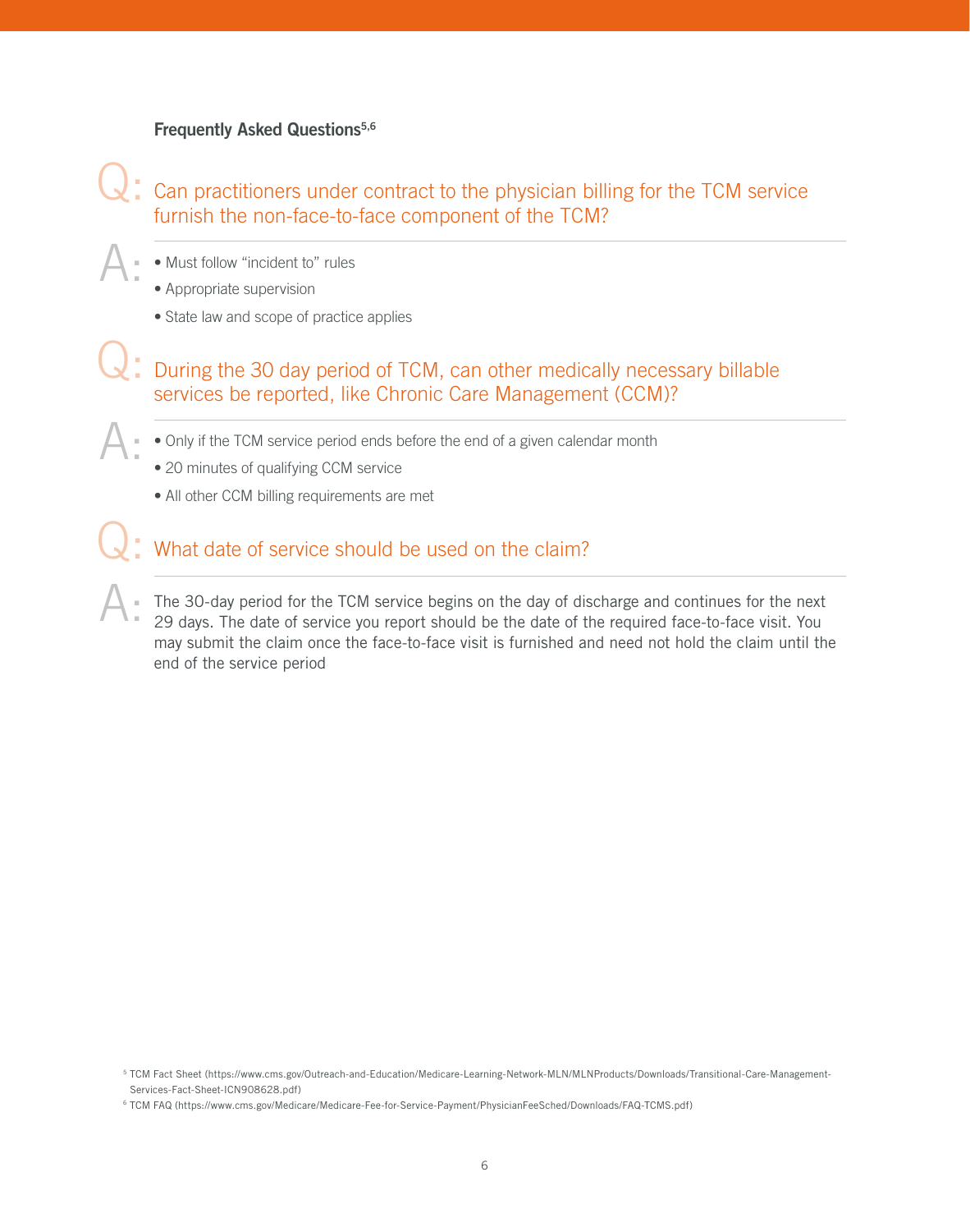### Frequently Asked Questions[5,6]

**Q:** Can practitioners under contract to the physician billing for the TCM service furnish the non-face-to-face component of the TCM?

**A:**

- Must follow "incident to" rules
- Appropriate supervision
- State law and scope of practice applies

**Q:** During the 30 day period of TCM, can other medically necessary billable services be reported, like Chronic Care Management (CCM)?

**A:**

- Only if the TCM service period ends before the end of a given calendar month
- 20 minutes of qualifying CCM service
- All other CCM billing requirements are met

**Q:** What date of service should be used on the claim?

**A:** The 30-day period for the TCM service begins on the day of discharge and continues for the next 29 days. The date of service you report should be the date of the required face-to-face visit. You may submit the claim once the face-to-face visit is furnished and need not hold the claim until the end of the service period

[5] TCM Fact Sheet (https://www.cms.gov/Outreach-and-Education/Medicare-Learning-Network-MLN/MLNProducts/Downloads/Transitional-Care-Management-Services-Fact-Sheet-ICN908628.pdf)

[6] TCM FAQ (https://www.cms.gov/Medicare/Medicare-Fee-for-Service-Payment/PhysicianFeeSched/Downloads/FAQ-TCMS.pdf)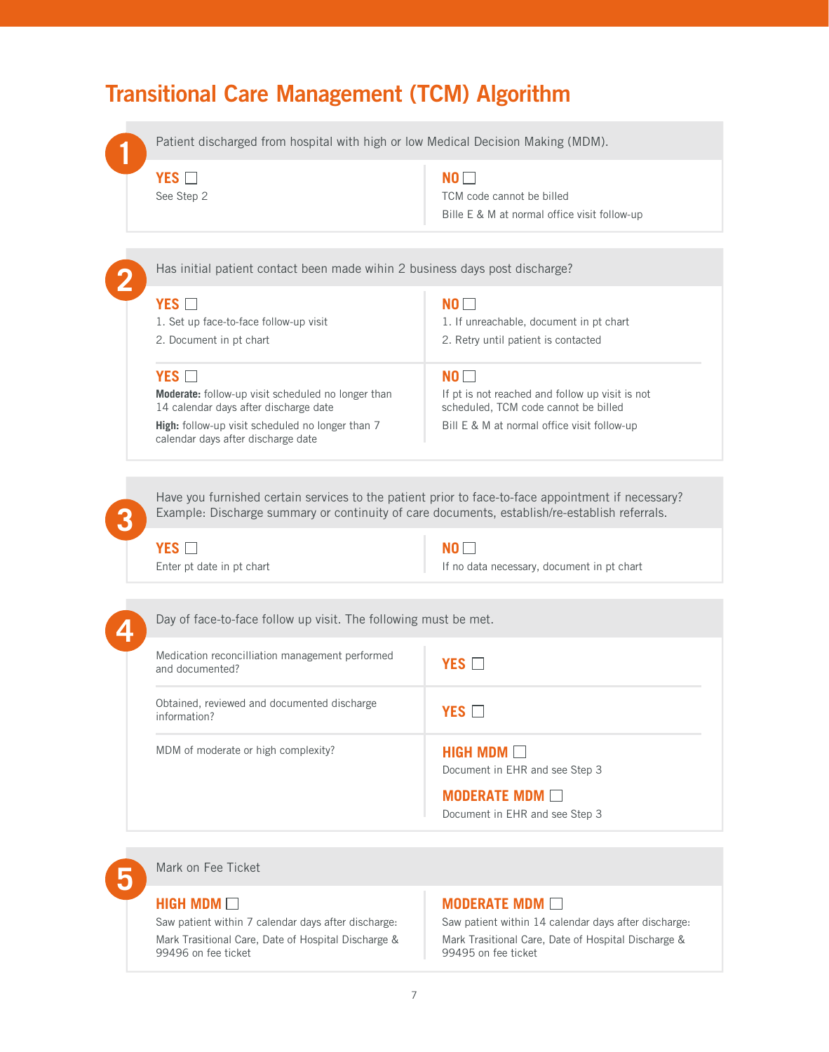# Transitional Care Management (TCM) Algorithm

## 1

Patient discharged from hospital with high or low Medical Decision Making (MDM).

**YES** ☐
See Step 2

**NO** ☐
TCM code cannot be billed
Bille E & M at normal office visit follow-up

## 2

Has initial patient contact been made wihin 2 business days post discharge?

**YES** ☐
1. Set up face-to-face follow-up visit
2. Document in pt chart

**NO** ☐
1. If unreachable, document in pt chart
2. Retry until patient is contacted

**YES** ☐
**Moderate:** follow-up visit scheduled no longer than 14 calendar days after discharge date
**High:** follow-up visit scheduled no longer than 7 calendar days after discharge date

**NO** ☐
If pt is not reached and follow up visit is not scheduled, TCM code cannot be billed
Bill E & M at normal office visit follow-up

## 3

Have you furnished certain services to the patient prior to face-to-face appointment if necessary? Example: Discharge summary or continuity of care documents, establish/re-establish referrals.

**YES** ☐
Enter pt date in pt chart

**NO** ☐
If no data necessary, document in pt chart

## 4

Day of face-to-face follow up visit. The following must be met.

| | |
|---|---|
| Medication reconcilliation management performed and documented? | **YES** ☐ |
| Obtained, reviewed and documented discharge information? | **YES** ☐ |
| MDM of moderate or high complexity? | **HIGH MDM** ☐<br>Document in EHR and see Step 3<br>**MODERATE MDM** ☐<br>Document in EHR and see Step 3 |

## 5

Mark on Fee Ticket

**HIGH MDM** ☐
Saw patient within 7 calendar days after discharge:
Mark Trasitional Care, Date of Hospital Discharge & 99496 on fee ticket

**MODERATE MDM** ☐
Saw patient within 14 calendar days after discharge:
Mark Trasitional Care, Date of Hospital Discharge & 99495 on fee ticket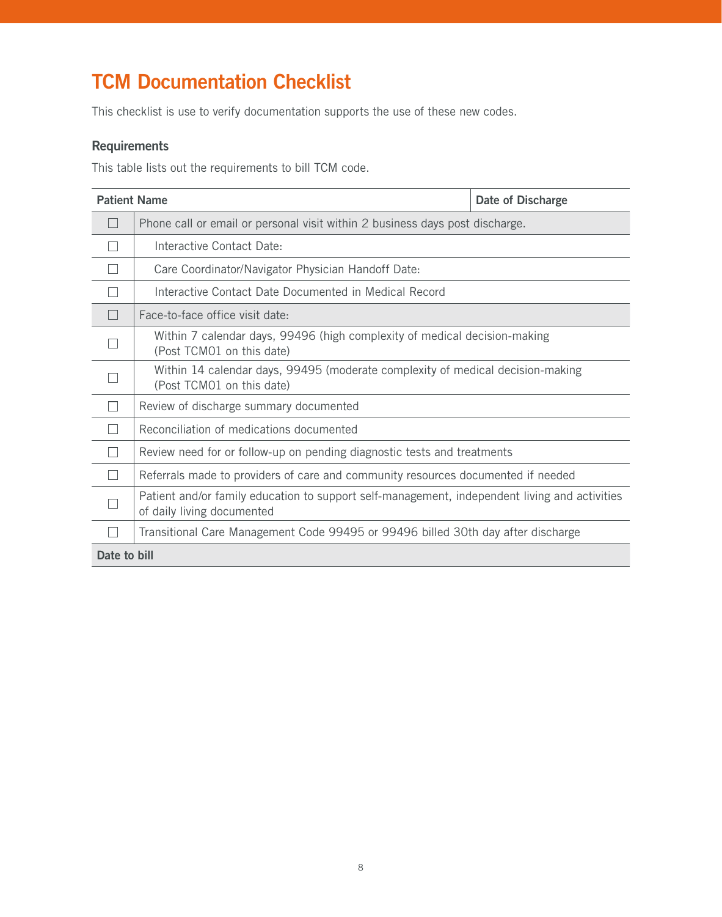# TCM Documentation Checklist

This checklist is use to verify documentation supports the use of these new codes.

### Requirements

This table lists out the requirements to bill TCM code.

| Patient Name | | Date of Discharge |
|---|---|---|
| ☐ | Phone call or email or personal visit within 2 business days post discharge. | |
| ☐ | Interactive Contact Date: | |
| ☐ | Care Coordinator/Navigator Physician Handoff Date: | |
| ☐ | Interactive Contact Date Documented in Medical Record | |
| ☐ | Face-to-face office visit date: | |
| ☐ | Within 7 calendar days, 99496 (high complexity of medical decision-making (Post TCM01 on this date) | |
| ☐ | Within 14 calendar days, 99495 (moderate complexity of medical decision-making (Post TCM01 on this date) | |
| ☐ | Review of discharge summary documented | |
| ☐ | Reconciliation of medications documented | |
| ☐ | Review need for or follow-up on pending diagnostic tests and treatments | |
| ☐ | Referrals made to providers of care and community resources documented if needed | |
| ☐ | Patient and/or family education to support self-management, independent living and activities of daily living documented | |
| ☐ | Transitional Care Management Code 99495 or 99496 billed 30th day after discharge | |
| **Date to bill** | | |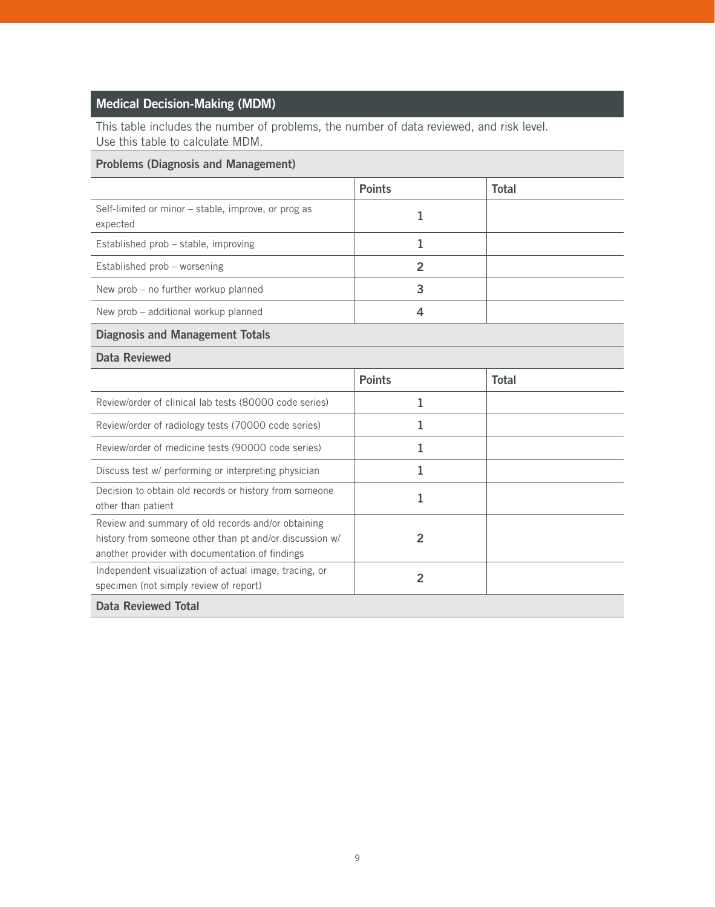## Medical Decision-Making (MDM)

This table includes the number of problems, the number of data reviewed, and risk level.
Use this table to calculate MDM.

### Problems (Diagnosis and Management)

| | Points | Total |
|---|---|---|
| Self-limited or minor – stable, improve, or prog as expected | 1 | |
| Established prob – stable, improving | 1 | |
| Established prob – worsening | 2 | |
| New prob – no further workup planned | 3 | |
| New prob – additional workup planned | 4 | |
| **Diagnosis and Management Totals** | | |

### Data Reviewed

| | Points | Total |
|---|---|---|
| Review/order of clinical lab tests (80000 code series) | 1 | |
| Review/order of radiology tests (70000 code series) | 1 | |
| Review/order of medicine tests (90000 code series) | 1 | |
| Discuss test w/ performing or interpreting physician | 1 | |
| Decision to obtain old records or history from someone other than patient | 1 | |
| Review and summary of old records and/or obtaining history from someone other than pt and/or discussion w/ another provider with documentation of findings | 2 | |
| Independent visualization of actual image, tracing, or specimen (not simply review of report) | 2 | |
| **Data Reviewed Total** | | |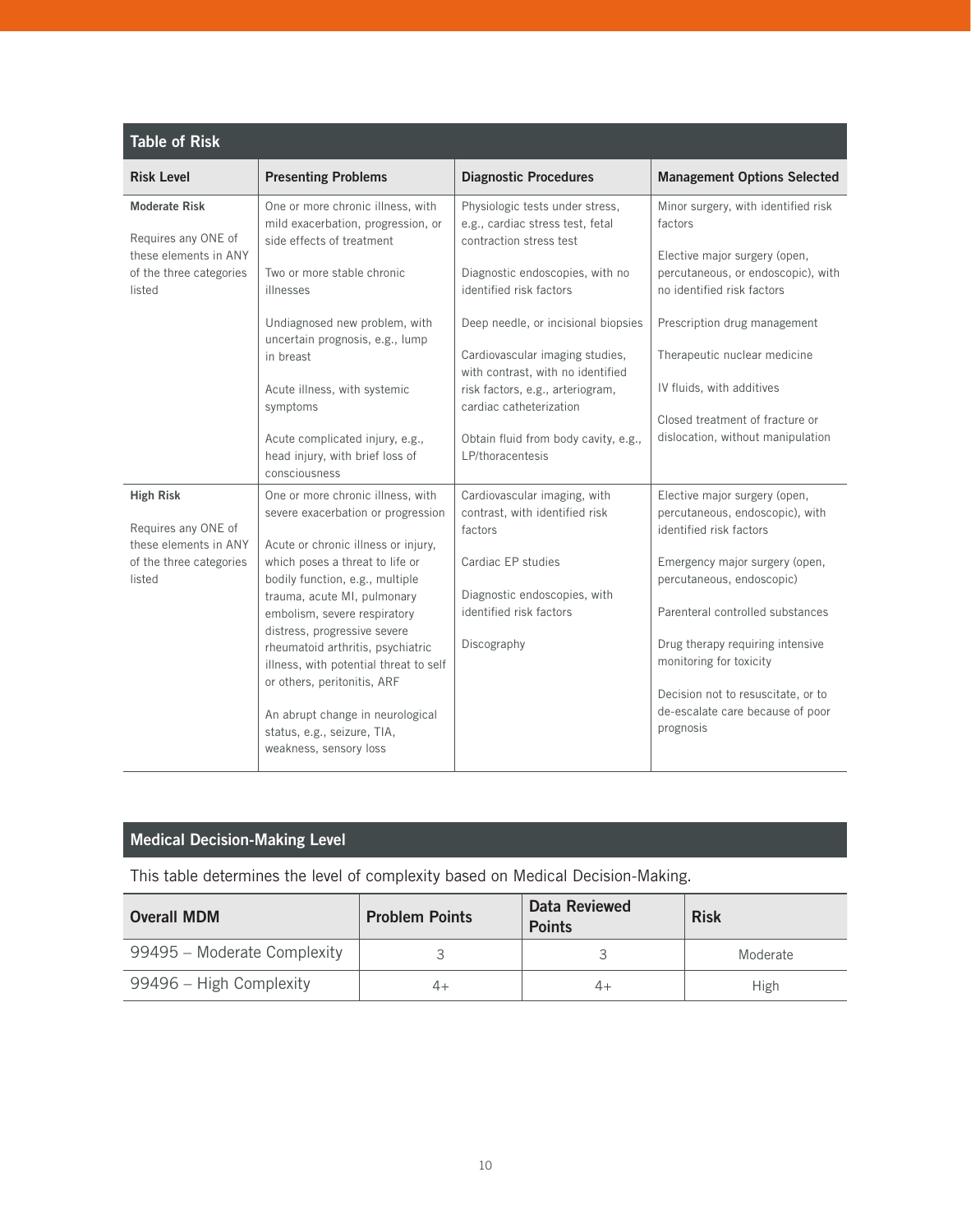## Table of Risk

| Risk Level | Presenting Problems | Diagnostic Procedures | Management Options Selected |
|---|---|---|---|
| **Moderate Risk**<br><br>Requires any ONE of these elements in ANY of the three categories listed | One or more chronic illness, with mild exacerbation, progression, or side effects of treatment<br><br>Two or more stable chronic illnesses<br><br>Undiagnosed new problem, with uncertain prognosis, e.g., lump in breast<br><br>Acute illness, with systemic symptoms<br><br>Acute complicated injury, e.g., head injury, with brief loss of consciousness | Physiologic tests under stress, e.g., cardiac stress test, fetal contraction stress test<br><br>Diagnostic endoscopies, with no identified risk factors<br><br>Deep needle, or incisional biopsies<br><br>Cardiovascular imaging studies, with contrast, with no identified risk factors, e.g., arteriogram, cardiac catheterization<br><br>Obtain fluid from body cavity, e.g., LP/thoracentesis | Minor surgery, with identified risk factors<br><br>Elective major surgery (open, percutaneous, or endoscopic), with no identified risk factors<br><br>Prescription drug management<br><br>Therapeutic nuclear medicine<br><br>IV fluids, with additives<br><br>Closed treatment of fracture or dislocation, without manipulation |
| **High Risk**<br><br>Requires any ONE of these elements in ANY of the three categories listed | One or more chronic illness, with severe exacerbation or progression<br><br>Acute or chronic illness or injury, which poses a threat to life or bodily function, e.g., multiple trauma, acute MI, pulmonary embolism, severe respiratory distress, progressive severe rheumatoid arthritis, psychiatric illness, with potential threat to self or others, peritonitis, ARF<br><br>An abrupt change in neurological status, e.g., seizure, TIA, weakness, sensory loss | Cardiovascular imaging, with contrast, with identified risk factors<br><br>Cardiac EP studies<br><br>Diagnostic endoscopies, with identified risk factors<br><br>Discography | Elective major surgery (open, percutaneous, endoscopic), with identified risk factors<br><br>Emergency major surgery (open, percutaneous, endoscopic)<br><br>Parenteral controlled substances<br><br>Drug therapy requiring intensive monitoring for toxicity<br><br>Decision not to resuscitate, or to de-escalate care because of poor prognosis |

## Medical Decision-Making Level

This table determines the level of complexity based on Medical Decision-Making.

| Overall MDM | Problem Points | Data Reviewed Points | Risk |
|---|---|---|---|
| 99495 – Moderate Complexity | 3 | 3 | Moderate |
| 99496 – High Complexity | 4+ | 4+ | High |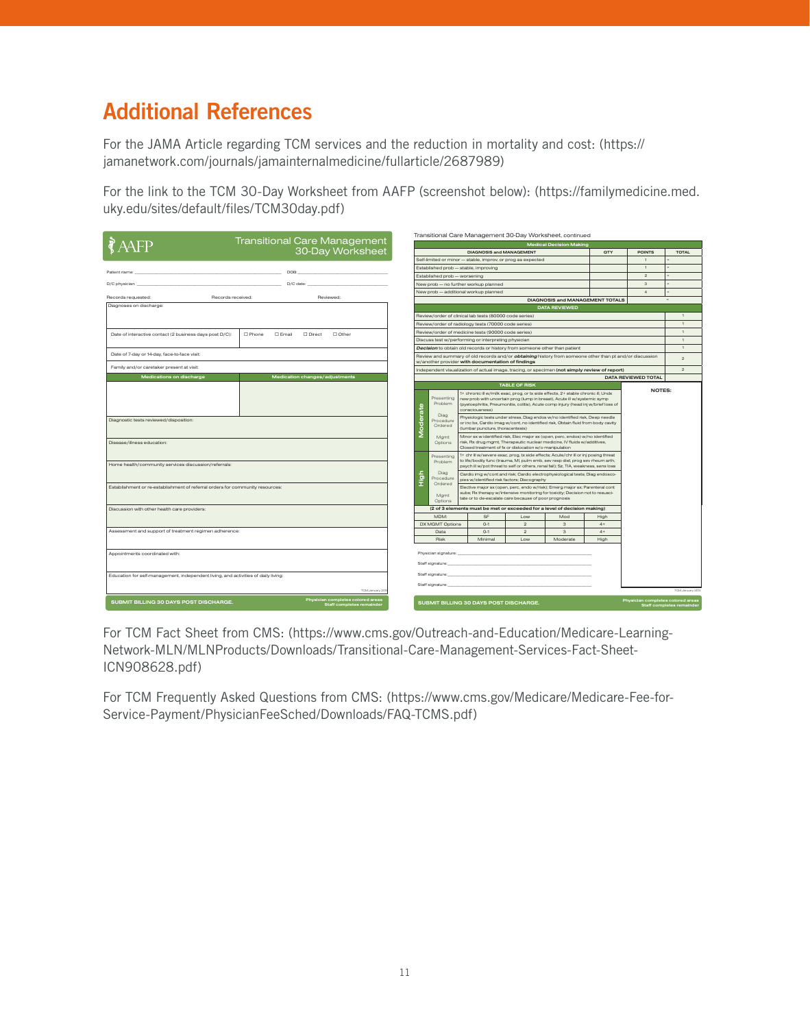# Additional References

For the JAMA Article regarding TCM services and the reduction in mortality and cost: (https://jamanetwork.com/journals/jamainternalmedicine/fullarticle/2687989)

For the link to the TCM 30-Day Worksheet from AAFP (screenshot below): (https://familymedicine.med.uky.edu/sites/default/files/TCM30day.pdf)

**AAFP — Transitional Care Management 30-Day Worksheet**

Patient name: ______ DOB: ______

D/C physician: ______ D/C date: ______

Records requested: Records received: Reviewed:

Diagnoses on discharge:

Date of interactive contact (2 business days post D/C): ☐ Phone ☐ Email ☐ Direct ☐ Other

Date of 7-day or 14-day, face-to-face visit:

Family and/or caretaker present at visit:

| Medications on discharge | Medication changes/adjustments |
|---|---|
| | |

Diagnostic tests reviewed/disposition:

Disease/illness education:

Home health/community services discussion/referrals:

Establishment or re-establishment of referral orders for community resources:

Discussion with other health care providers:

Assessment and support of treatment regimen adherence:

Appointments coordinated with:

Education for self-management, independent living, and activities of daily living:

TCM January 2013

SUBMIT BILLING 30 DAYS POST DISCHARGE. — Physician completes colored areas. Staff completes remainder.

**Transitional Care Management 30-Day Worksheet, continued**

**Medical Decision Making**

| DIAGNOSIS and MANAGEMENT | QTY | POINTS | TOTAL |
|---|---|---|---|
| Self-limited or minor — stable, improv, or prog as expected | | 1 | = |
| Established prob — stable, improving | | 1 | = |
| Established prob — worsening | | 2 | = |
| New prob — no further workup planned | | 3 | = |
| New prob — additional workup planned | | 4 | = |
| DIAGNOSIS and MANAGEMENT TOTALS | | | = |

| DATA REVIEWED | |
|---|---|
| Review/order of clinical lab tests (80000 code series) | 1 |
| Review/order of radiology tests (70000 code series) | 1 |
| Review/order of medicine tests (90000 code series) | 1 |
| Discuss test w/performing or interpreting physician | 1 |
| ***Decision*** to obtain old records or history from someone other than patient | 1 |
| Review and summary of old records and/or ***obtaining*** history from someone other than pt and/or discussion w/another provider **with documentation of findings** | 2 |
| Independent visualization of actual image, tracing, or specimen **(not simply review of report)** | 2 |
| DATA REVIEWED TOTAL | |

**TABLE OF RISK**

| Level | | |
|---|---|---|
| Moderate | Presenting Problem | 1+ chronic ill w/mild exac, prog, or tx side effects, 2+ stable chronic ill, Undx new prob with uncertain prog (lump in breast), Acute ill w/systemic symp (pyelonephritis, Pneumonitis, colitis), Acute comp injury (head inj w/brief loss of consciousness) |
| | Diag Procedure Ordered | Physiologic tests under stress, Diag endos w/no identified risk, Deep needle or inc bx, Cardio imag w/cont, no identified risk, Obtain fluid from body cavity (lumbar puncture, thoracentesis) |
| | Mgmt Options | Minor sx w/identified risk, Elec major sx (open, perc, endos) w/no identified risk, Rx drug mgmt, Therapeutic nuclear medicine, IV fluids w/additives, Closed treatment of fx or dislocation w/o manipulation |
| High | Presenting Problem | 1+ chr ill w/severe exac, prog, tx side effects; Acute/chr ill or inj posing threat to life/bodily func (trauma, MI, pulm emb, sev resp dist, prog sev rheum arth, psych ill w/pot threat to self or others, renal fail); Sz, TIA, weakness, sens loss |
| | Diag Procedure Ordered | Cardio img w/cont and risk; Cardio electrophysiological tests; Diag endoscopies w/identified risk factors; Discography |
| | Mgmt Options | Elective major sx (open, perc, endo w/risk); Emerg major sx; Parenteral cont subs; Rx therapy w/intensive monitoring for toxicity; Decision not to resuscitate or to de-escalate care because of poor prognosis |

**(2 of 3 elements must be met or exceeded for a level of decision making)**

| MDM: | SF | Low | Mod | High |
|---|---|---|---|---|
| DX MGMT Options | 0-1 | 2 | 3 | 4+ |
| Data | 0-1 | 2 | 3 | 4+ |
| Risk | Minimal | Low | Moderate | High |

NOTES:

Physician signature: ______

Staff signature: ______

Staff signature: ______

Staff signature: ______

TCM January 2013

SUBMIT BILLING 30 DAYS POST DISCHARGE. — Physician completes colored areas. Staff completes remainder.

For TCM Fact Sheet from CMS: (https://www.cms.gov/Outreach-and-Education/Medicare-Learning-Network-MLN/MLNProducts/Downloads/Transitional-Care-Management-Services-Fact-Sheet-ICN908628.pdf)

For TCM Frequently Asked Questions from CMS: (https://www.cms.gov/Medicare/Medicare-Fee-for-Service-Payment/PhysicianFeeSched/Downloads/FAQ-TCMS.pdf)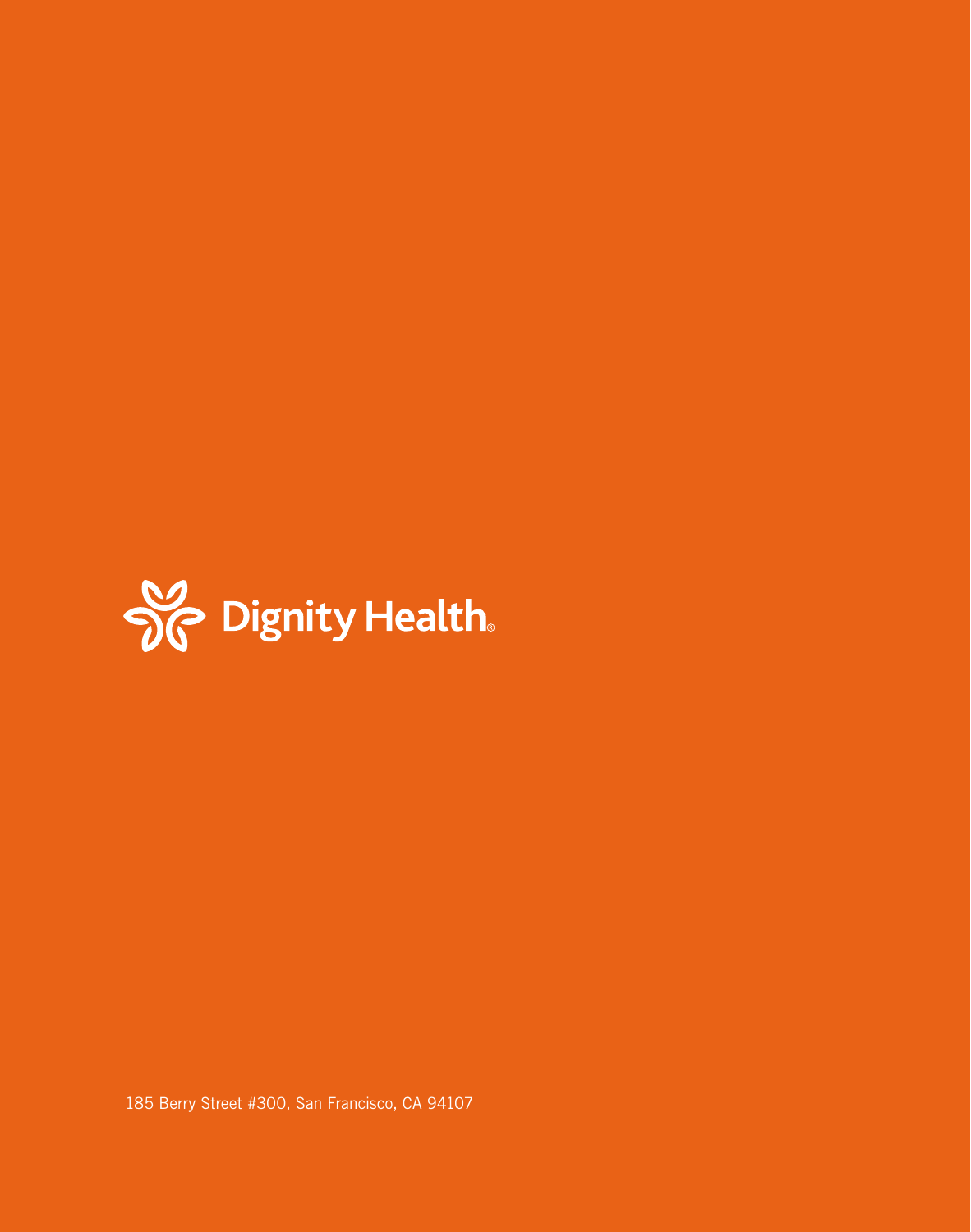Dignity Health®

185 Berry Street #300, San Francisco, CA 94107